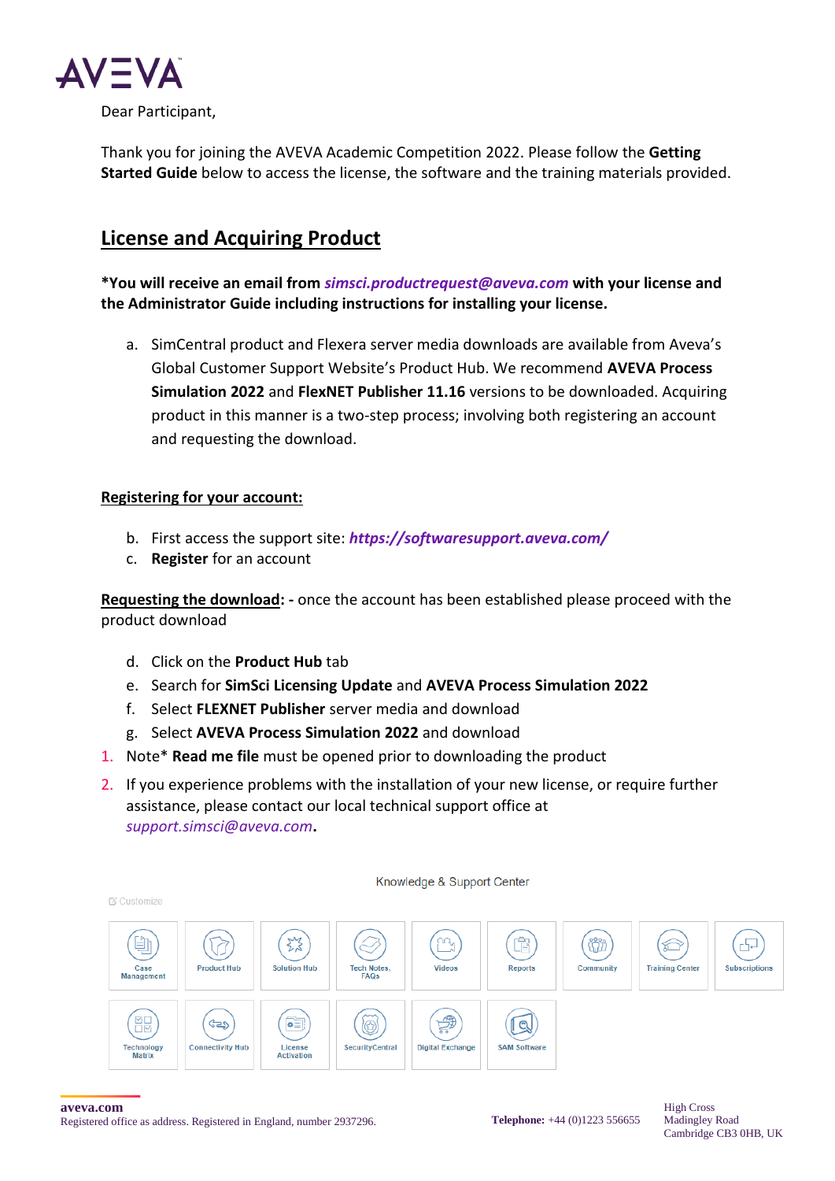AVEVA

Dear Participant,

Thank you for joining the AVEVA Academic Competition 2022. Please follow the **Getting Started Guide** below to access the license, the software and the training materials provided.

## License and Acquiring Product

**\*You will receive an email from *simsci.productrequest@aveva.com* with your license and the Administrator Guide including instructions for installing your license.**

a. SimCentral product and Flexera server media downloads are available from Aveva's Global Customer Support Website's Product Hub. We recommend **AVEVA Process Simulation 2022** and **FlexNET Publisher 11.16** versions to be downloaded. Acquiring product in this manner is a two-step process; involving both registering an account and requesting the download.

**Registering for your account:**

b. First access the support site: ***https://softwaresupport.aveva.com/***
c. **Register** for an account

**Requesting the download: -** once the account has been established please proceed with the product download

d. Click on the **Product Hub** tab
e. Search for **SimSci Licensing Update** and **AVEVA Process Simulation 2022**
f. Select **FLEXNET Publisher** server media and download
g. Select **AVEVA Process Simulation 2022** and download

1. Note* **Read me file** must be opened prior to downloading the product
2. If you experience problems with the installation of your new license, or require further assistance, please contact our local technical support office at *support.simsci@aveva.com*.

Knowledge & Support Center

Customize

Case Management | Product Hub | Solution Hub | Tech Notes, FAQs | Videos | Reports | Community | Training Center | Subscriptions

Technology Matrix | Connectivity Hub | License Activation | SecurityCentral | Digital Exchange | SAM Software

**aveva.com**
Registered office as address. Registered in England, number 2937296.

**Telephone:** +44 (0)1223 556655

High Cross
Madingley Road
Cambridge CB3 0HB, UK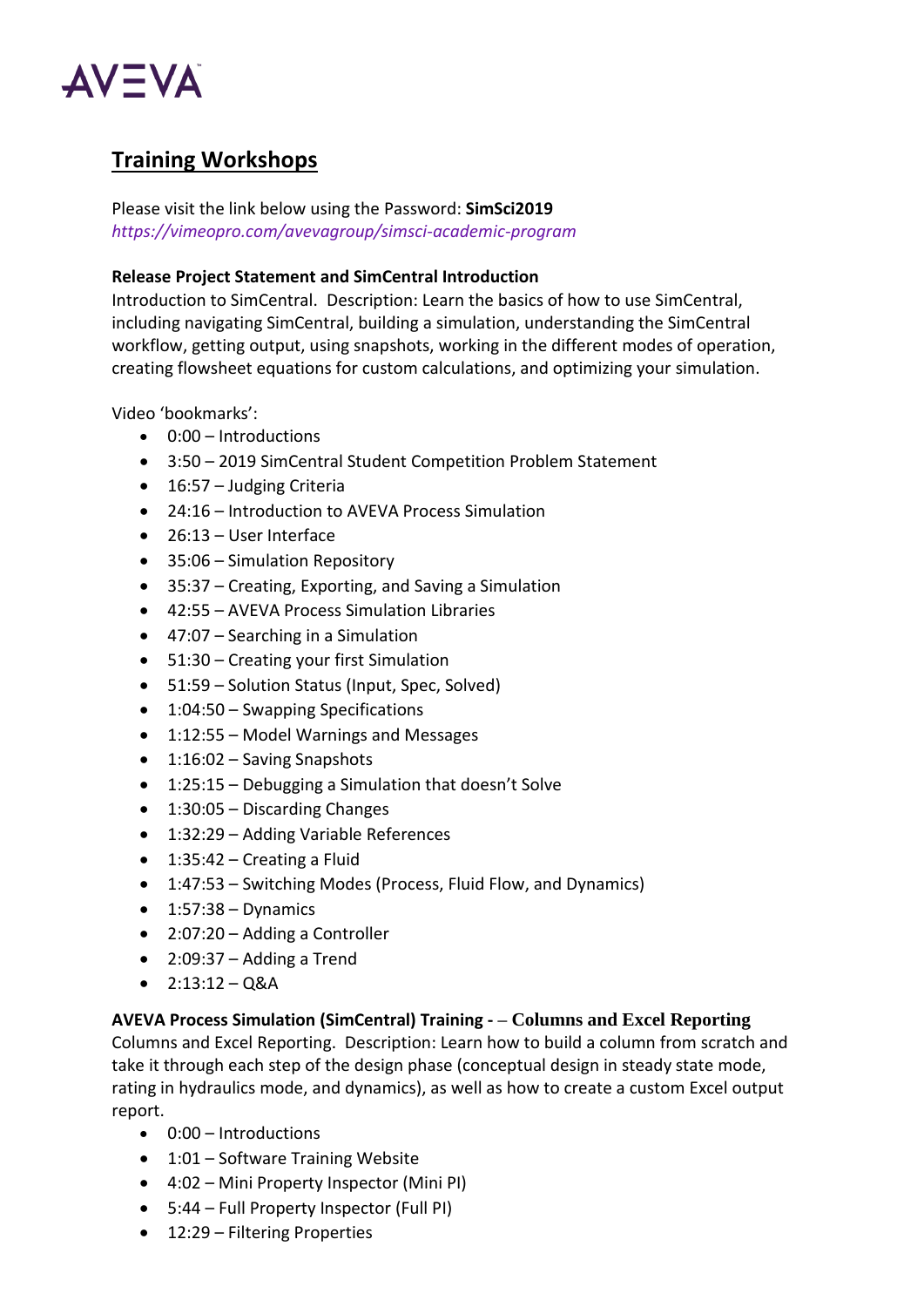AVEVA

## Training Workshops

Please visit the link below using the Password: **SimSci2019**
*https://vimeopro.com/avevagroup/simsci-academic-program*

**Release Project Statement and SimCentral Introduction**
Introduction to SimCentral. Description: Learn the basics of how to use SimCentral, including navigating SimCentral, building a simulation, understanding the SimCentral workflow, getting output, using snapshots, working in the different modes of operation, creating flowsheet equations for custom calculations, and optimizing your simulation.

Video 'bookmarks':

- 0:00 – Introductions
- 3:50 – 2019 SimCentral Student Competition Problem Statement
- 16:57 – Judging Criteria
- 24:16 – Introduction to AVEVA Process Simulation
- 26:13 – User Interface
- 35:06 – Simulation Repository
- 35:37 – Creating, Exporting, and Saving a Simulation
- 42:55 – AVEVA Process Simulation Libraries
- 47:07 – Searching in a Simulation
- 51:30 – Creating your first Simulation
- 51:59 – Solution Status (Input, Spec, Solved)
- 1:04:50 – Swapping Specifications
- 1:12:55 – Model Warnings and Messages
- 1:16:02 – Saving Snapshots
- 1:25:15 – Debugging a Simulation that doesn't Solve
- 1:30:05 – Discarding Changes
- 1:32:29 – Adding Variable References
- 1:35:42 – Creating a Fluid
- 1:47:53 – Switching Modes (Process, Fluid Flow, and Dynamics)
- 1:57:38 – Dynamics
- 2:07:20 – Adding a Controller
- 2:09:37 – Adding a Trend
- 2:13:12 – Q&A

**AVEVA Process Simulation (SimCentral) Training - – Columns and Excel Reporting**
Columns and Excel Reporting. Description: Learn how to build a column from scratch and take it through each step of the design phase (conceptual design in steady state mode, rating in hydraulics mode, and dynamics), as well as how to create a custom Excel output report.

- 0:00 – Introductions
- 1:01 – Software Training Website
- 4:02 – Mini Property Inspector (Mini PI)
- 5:44 – Full Property Inspector (Full PI)
- 12:29 – Filtering Properties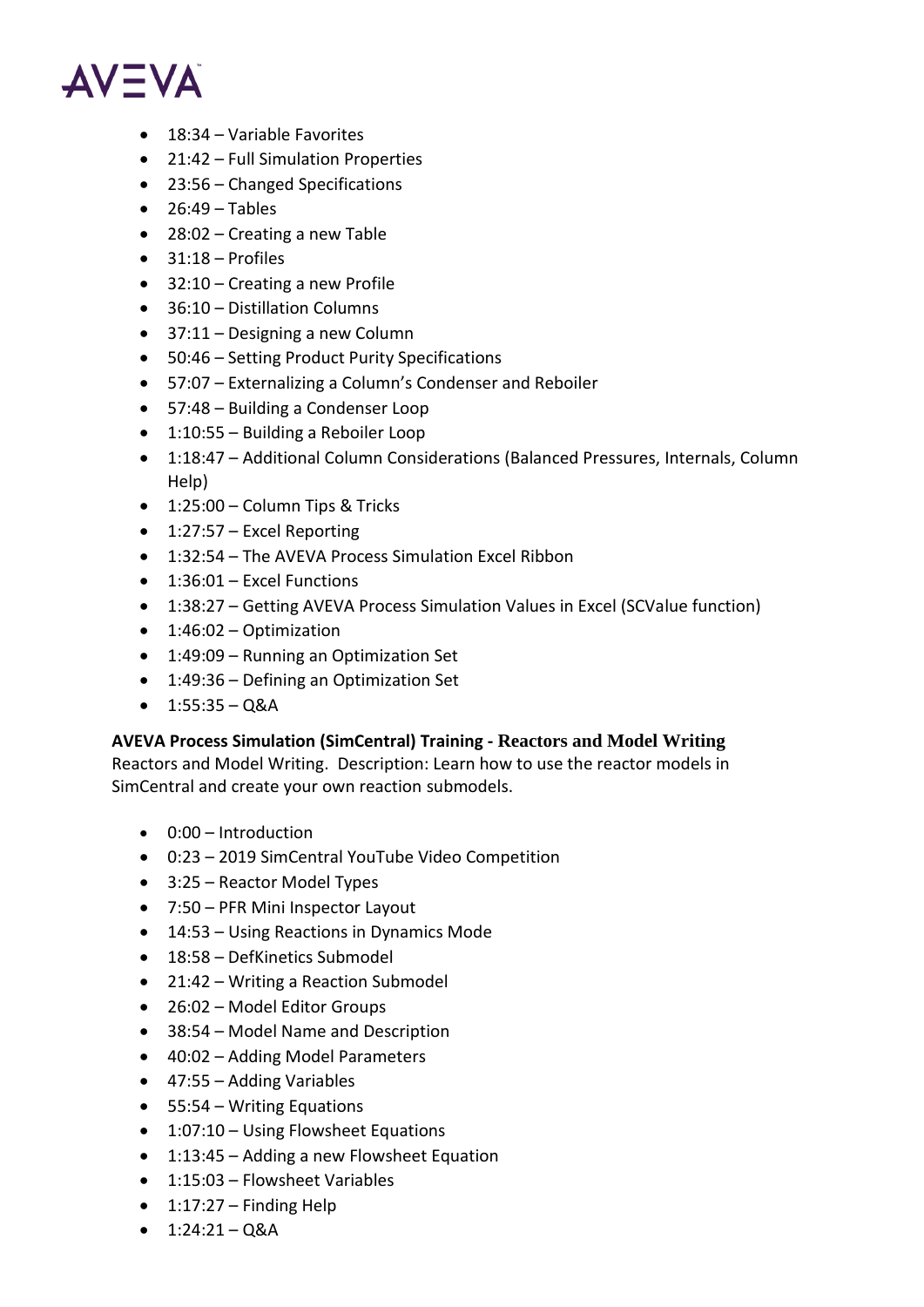- 18:34 – Variable Favorites
- 21:42 – Full Simulation Properties
- 23:56 – Changed Specifications
- 26:49 – Tables
- 28:02 – Creating a new Table
- 31:18 – Profiles
- 32:10 – Creating a new Profile
- 36:10 – Distillation Columns
- 37:11 – Designing a new Column
- 50:46 – Setting Product Purity Specifications
- 57:07 – Externalizing a Column's Condenser and Reboiler
- 57:48 – Building a Condenser Loop
- 1:10:55 – Building a Reboiler Loop
- 1:18:47 – Additional Column Considerations (Balanced Pressures, Internals, Column Help)
- 1:25:00 – Column Tips & Tricks
- 1:27:57 – Excel Reporting
- 1:32:54 – The AVEVA Process Simulation Excel Ribbon
- 1:36:01 – Excel Functions
- 1:38:27 – Getting AVEVA Process Simulation Values in Excel (SCValue function)
- 1:46:02 – Optimization
- 1:49:09 – Running an Optimization Set
- 1:49:36 – Defining an Optimization Set
- 1:55:35 – Q&A

**AVEVA Process Simulation (SimCentral) Training - Reactors and Model Writing**
Reactors and Model Writing. Description: Learn how to use the reactor models in SimCentral and create your own reaction submodels.

- 0:00 – Introduction
- 0:23 – 2019 SimCentral YouTube Video Competition
- 3:25 – Reactor Model Types
- 7:50 – PFR Mini Inspector Layout
- 14:53 – Using Reactions in Dynamics Mode
- 18:58 – DefKinetics Submodel
- 21:42 – Writing a Reaction Submodel
- 26:02 – Model Editor Groups
- 38:54 – Model Name and Description
- 40:02 – Adding Model Parameters
- 47:55 – Adding Variables
- 55:54 – Writing Equations
- 1:07:10 – Using Flowsheet Equations
- 1:13:45 – Adding a new Flowsheet Equation
- 1:15:03 – Flowsheet Variables
- 1:17:27 – Finding Help
- 1:24:21 – Q&A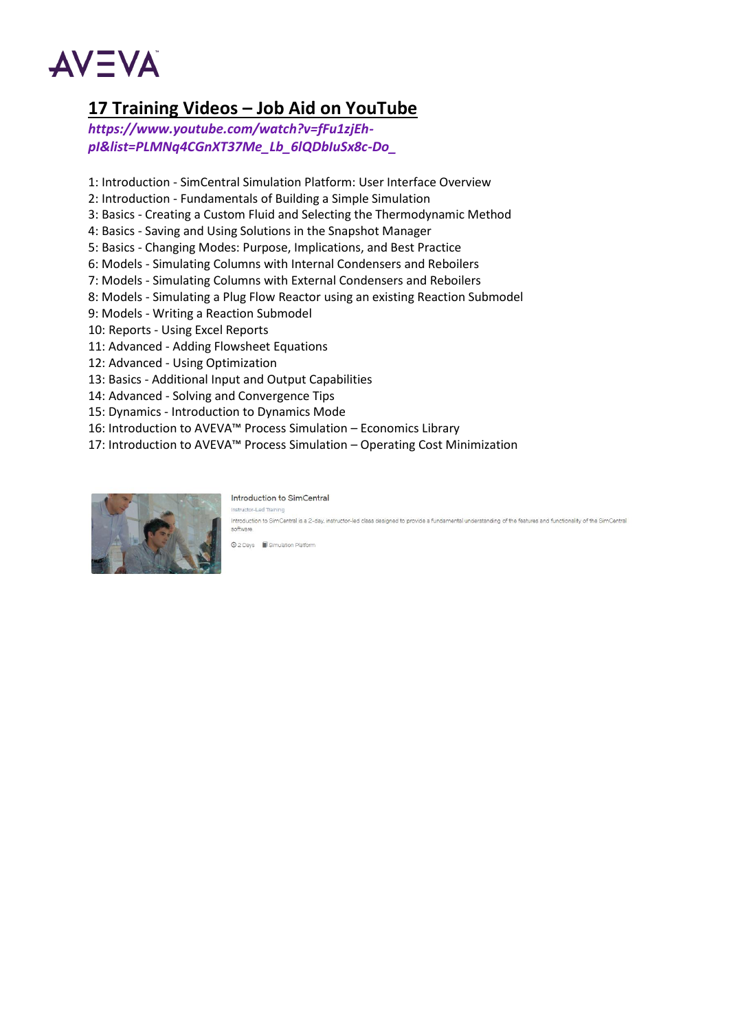AVEVA

## 17 Training Videos – Job Aid on YouTube

*https://www.youtube.com/watch?v=fFu1zjEh-pI&list=PLMNq4CGnXT37Me_Lb_6lQDbIuSx8c-Do_*

1: Introduction - SimCentral Simulation Platform: User Interface Overview
2: Introduction - Fundamentals of Building a Simple Simulation
3: Basics - Creating a Custom Fluid and Selecting the Thermodynamic Method
4: Basics - Saving and Using Solutions in the Snapshot Manager
5: Basics - Changing Modes: Purpose, Implications, and Best Practice
6: Models - Simulating Columns with Internal Condensers and Reboilers
7: Models - Simulating Columns with External Condensers and Reboilers
8: Models - Simulating a Plug Flow Reactor using an existing Reaction Submodel
9: Models - Writing a Reaction Submodel
10: Reports - Using Excel Reports
11: Advanced - Adding Flowsheet Equations
12: Advanced - Using Optimization
13: Basics - Additional Input and Output Capabilities
14: Advanced - Solving and Convergence Tips
15: Dynamics - Introduction to Dynamics Mode
16: Introduction to AVEVA™ Process Simulation – Economics Library
17: Introduction to AVEVA™ Process Simulation – Operating Cost Minimization

Introduction to SimCentral

Instructor-Led Training

Introduction to SimCentral is a 2-day, instructor-led class designed to provide a fundamental understanding of the features and functionality of the SimCentral software

2 Days Simulation Platform